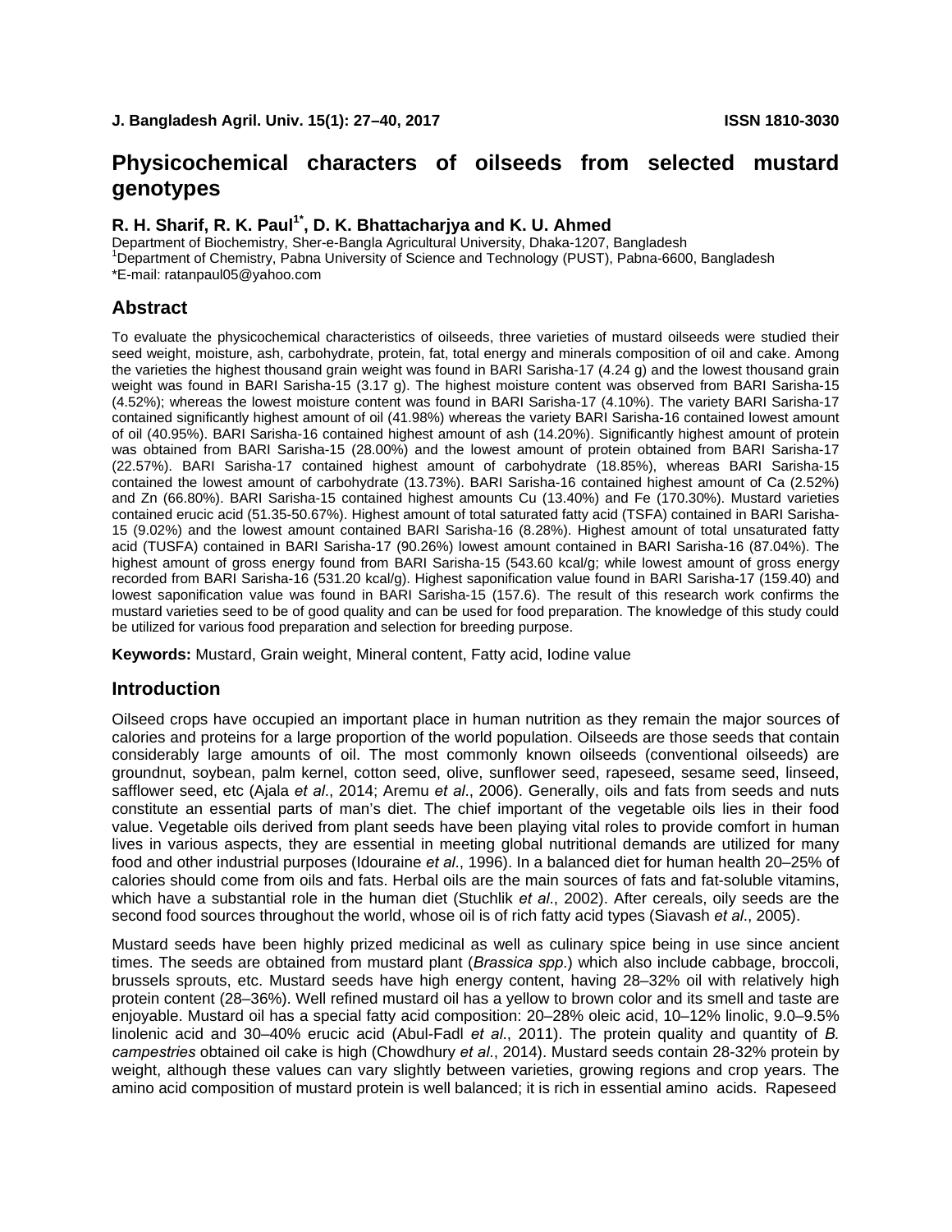# Physicochemical characters of oilseeds from selected mustard genotypes

**R. H. Sharif, R. K. Paul[1*], D. K. Bhattacharjya and K. U. Ahmed**

Department of Biochemistry, Sher-e-Bangla Agricultural University, Dhaka-1207, Bangladesh
[1]Department of Chemistry, Pabna University of Science and Technology (PUST), Pabna-6600, Bangladesh
*E-mail: ratanpaul05@yahoo.com

## Abstract

To evaluate the physicochemical characteristics of oilseeds, three varieties of mustard oilseeds were studied their seed weight, moisture, ash, carbohydrate, protein, fat, total energy and minerals composition of oil and cake. Among the varieties the highest thousand grain weight was found in BARI Sarisha-17 (4.24 g) and the lowest thousand grain weight was found in BARI Sarisha-15 (3.17 g). The highest moisture content was observed from BARI Sarisha-15 (4.52%); whereas the lowest moisture content was found in BARI Sarisha-17 (4.10%). The variety BARI Sarisha-17 contained significantly highest amount of oil (41.98%) whereas the variety BARI Sarisha-16 contained lowest amount of oil (40.95%). BARI Sarisha-16 contained highest amount of ash (14.20%). Significantly highest amount of protein was obtained from BARI Sarisha-15 (28.00%) and the lowest amount of protein obtained from BARI Sarisha-17 (22.57%). BARI Sarisha-17 contained highest amount of carbohydrate (18.85%), whereas BARI Sarisha-15 contained the lowest amount of carbohydrate (13.73%). BARI Sarisha-16 contained highest amount of Ca (2.52%) and Zn (66.80%). BARI Sarisha-15 contained highest amounts Cu (13.40%) and Fe (170.30%). Mustard varieties contained erucic acid (51.35-50.67%). Highest amount of total saturated fatty acid (TSFA) contained in BARI Sarisha-15 (9.02%) and the lowest amount contained BARI Sarisha-16 (8.28%). Highest amount of total unsaturated fatty acid (TUSFA) contained in BARI Sarisha-17 (90.26%) lowest amount contained in BARI Sarisha-16 (87.04%). The highest amount of gross energy found from BARI Sarisha-15 (543.60 kcal/g; while lowest amount of gross energy recorded from BARI Sarisha-16 (531.20 kcal/g). Highest saponification value found in BARI Sarisha-17 (159.40) and lowest saponification value was found in BARI Sarisha-15 (157.6). The result of this research work confirms the mustard varieties seed to be of good quality and can be used for food preparation. The knowledge of this study could be utilized for various food preparation and selection for breeding purpose.

**Keywords:** Mustard, Grain weight, Mineral content, Fatty acid, Iodine value

## Introduction

Oilseed crops have occupied an important place in human nutrition as they remain the major sources of calories and proteins for a large proportion of the world population. Oilseeds are those seeds that contain considerably large amounts of oil. The most commonly known oilseeds (conventional oilseeds) are groundnut, soybean, palm kernel, cotton seed, olive, sunflower seed, rapeseed, sesame seed, linseed, safflower seed, etc (Ajala *et al*., 2014; Aremu *et al*., 2006). Generally, oils and fats from seeds and nuts constitute an essential parts of man's diet. The chief important of the vegetable oils lies in their food value. Vegetable oils derived from plant seeds have been playing vital roles to provide comfort in human lives in various aspects, they are essential in meeting global nutritional demands are utilized for many food and other industrial purposes (Idouraine *et al*., 1996). In a balanced diet for human health 20–25% of calories should come from oils and fats. Herbal oils are the main sources of fats and fat-soluble vitamins, which have a substantial role in the human diet (Stuchlik *et al*., 2002). After cereals, oily seeds are the second food sources throughout the world, whose oil is of rich fatty acid types (Siavash *et al*., 2005).

Mustard seeds have been highly prized medicinal as well as culinary spice being in use since ancient times. The seeds are obtained from mustard plant (*Brassica spp*.) which also include cabbage, broccoli, brussels sprouts, etc. Mustard seeds have high energy content, having 28–32% oil with relatively high protein content (28–36%). Well refined mustard oil has a yellow to brown color and its smell and taste are enjoyable. Mustard oil has a special fatty acid composition: 20–28% oleic acid, 10–12% linolic, 9.0–9.5% linolenic acid and 30–40% erucic acid (Abul-Fadl *et al*., 2011). The protein quality and quantity of *B. campestries* obtained oil cake is high (Chowdhury *et al*., 2014). Mustard seeds contain 28-32% protein by weight, although these values can vary slightly between varieties, growing regions and crop years. The amino acid composition of mustard protein is well balanced; it is rich in essential amino acids. Rapeseed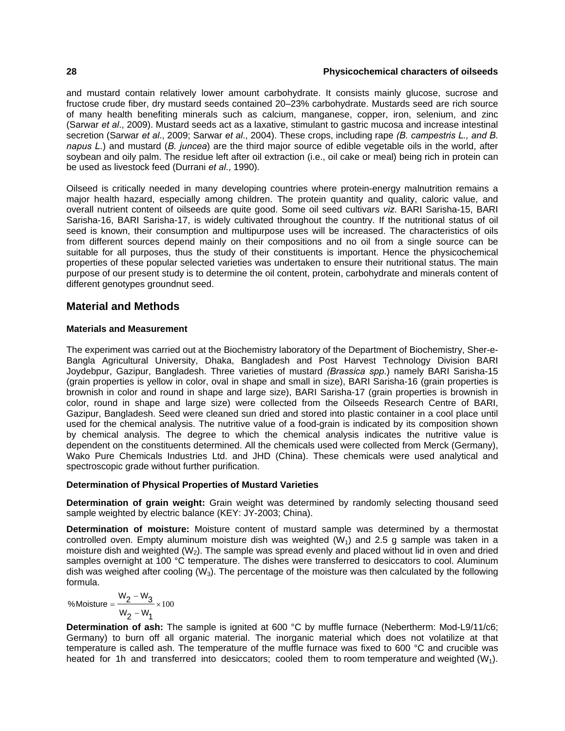and mustard contain relatively lower amount carbohydrate. It consists mainly glucose, sucrose and fructose crude fiber, dry mustard seeds contained 20–23% carbohydrate. Mustards seed are rich source of many health benefiting minerals such as calcium, manganese, copper, iron, selenium, and zinc (Sarwar *et al*., 2009). Mustard seeds act as a laxative, stimulant to gastric mucosa and increase intestinal secretion (Sarwar *et al*., 2009; Sarwar *et al*., 2004). These crops, including rape *(B. campestris L., and B. napus L.*) and mustard (*B. juncea*) are the third major source of edible vegetable oils in the world, after soybean and oily palm. The residue left after oil extraction (i.e., oil cake or meal) being rich in protein can be used as livestock feed (Durrani *et al*., 1990).

Oilseed is critically needed in many developing countries where protein-energy malnutrition remains a major health hazard, especially among children. The protein quantity and quality, caloric value, and overall nutrient content of oilseeds are quite good. Some oil seed cultivars *viz*. BARI Sarisha-15, BARI Sarisha-16, BARI Sarisha-17, is widely cultivated throughout the country. If the nutritional status of oil seed is known, their consumption and multipurpose uses will be increased. The characteristics of oils from different sources depend mainly on their compositions and no oil from a single source can be suitable for all purposes, thus the study of their constituents is important. Hence the physicochemical properties of these popular selected varieties was undertaken to ensure their nutritional status. The main purpose of our present study is to determine the oil content, protein, carbohydrate and minerals content of different genotypes groundnut seed.

## Material and Methods

### Materials and Measurement

The experiment was carried out at the Biochemistry laboratory of the Department of Biochemistry, Sher-e-Bangla Agricultural University, Dhaka, Bangladesh and Post Harvest Technology Division BARI Joydebpur, Gazipur, Bangladesh. Three varieties of mustard *(Brassica spp.*) namely BARI Sarisha-15 (grain properties is yellow in color, oval in shape and small in size), BARI Sarisha-16 (grain properties is brownish in color and round in shape and large size), BARI Sarisha-17 (grain properties is brownish in color, round in shape and large size) were collected from the Oilseeds Research Centre of BARI, Gazipur, Bangladesh. Seed were cleaned sun dried and stored into plastic container in a cool place until used for the chemical analysis. The nutritive value of a food-grain is indicated by its composition shown by chemical analysis. The degree to which the chemical analysis indicates the nutritive value is dependent on the constituents determined. All the chemicals used were collected from Merck (Germany), Wako Pure Chemicals Industries Ltd. and JHD (China). These chemicals were used analytical and spectroscopic grade without further purification.

### Determination of Physical Properties of Mustard Varieties

**Determination of grain weight:** Grain weight was determined by randomly selecting thousand seed sample weighted by electric balance (KEY: JY-2003; China).

**Determination of moisture:** Moisture content of mustard sample was determined by a thermostat controlled oven. Empty aluminum moisture dish was weighted ($W_1$) and 2.5 g sample was taken in a moisture dish and weighted ($W_2$). The sample was spread evenly and placed without lid in oven and dried samples overnight at 100 °C temperature. The dishes were transferred to desiccators to cool. Aluminum dish was weighed after cooling ($W_3$). The percentage of the moisture was then calculated by the following formula.

$$\%\text{Moisture} = \frac{W_2 - W_3}{W_2 - W_1} \times 100$$

**Determination of ash:** The sample is ignited at 600 °C by muffle furnace (Nebertherm: Mod-L9/11/c6; Germany) to burn off all organic material. The inorganic material which does not volatilize at that temperature is called ash. The temperature of the muffle furnace was fixed to 600 °C and crucible was heated for 1h and transferred into desiccators; cooled them to room temperature and weighted ($W_1$).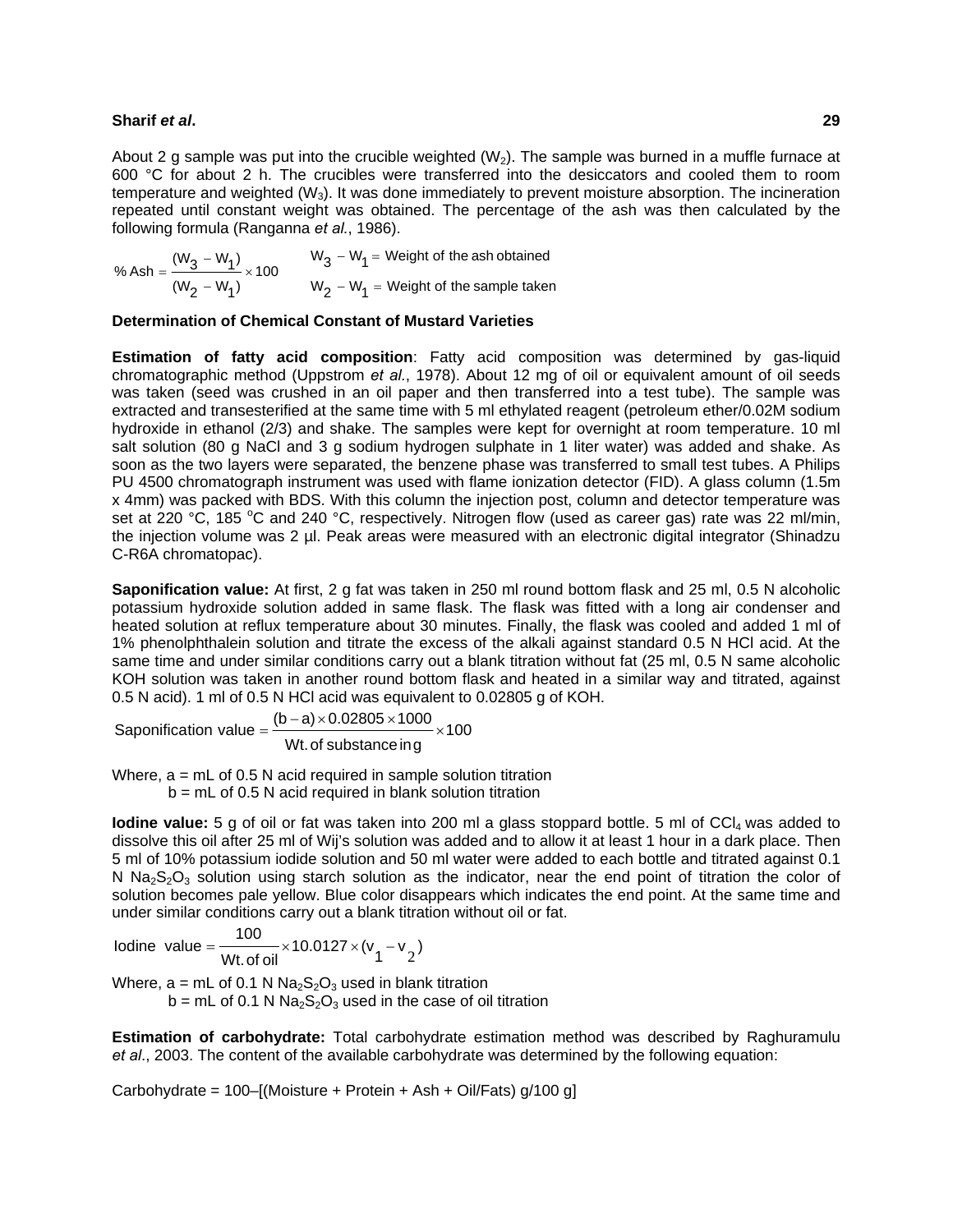About 2 g sample was put into the crucible weighted ($W_2$). The sample was burned in a muffle furnace at 600 °C for about 2 h. The crucibles were transferred into the desiccators and cooled them to room temperature and weighted ($W_3$). It was done immediately to prevent moisture absorption. The incineration repeated until constant weight was obtained. The percentage of the ash was then calculated by the following formula (Ranganna *et al.*, 1986).

$$\% \text{ Ash} = \frac{(W_3 - W_1)}{(W_2 - W_1)} \times 100$$

$W_3 - W_1$ = Weight of the ash obtained

$W_2 - W_1$ = Weight of the sample taken

**Determination of Chemical Constant of Mustard Varieties**

**Estimation of fatty acid composition**: Fatty acid composition was determined by gas-liquid chromatographic method (Uppstrom *et al.*, 1978). About 12 mg of oil or equivalent amount of oil seeds was taken (seed was crushed in an oil paper and then transferred into a test tube). The sample was extracted and transesterified at the same time with 5 ml ethylated reagent (petroleum ether/0.02M sodium hydroxide in ethanol (2/3) and shake. The samples were kept for overnight at room temperature. 10 ml salt solution (80 g NaCl and 3 g sodium hydrogen sulphate in 1 liter water) was added and shake. As soon as the two layers were separated, the benzene phase was transferred to small test tubes. A Philips PU 4500 chromatograph instrument was used with flame ionization detector (FID). A glass column (1.5m x 4mm) was packed with BDS. With this column the injection post, column and detector temperature was set at 220 °C, 185 °C and 240 °C, respectively. Nitrogen flow (used as career gas) rate was 22 ml/min, the injection volume was 2 µl. Peak areas were measured with an electronic digital integrator (Shinadzu C-R6A chromatopac).

**Saponification value:** At first, 2 g fat was taken in 250 ml round bottom flask and 25 ml, 0.5 N alcoholic potassium hydroxide solution added in same flask. The flask was fitted with a long air condenser and heated solution at reflux temperature about 30 minutes. Finally, the flask was cooled and added 1 ml of 1% phenolphthalein solution and titrate the excess of the alkali against standard 0.5 N HCl acid. At the same time and under similar conditions carry out a blank titration without fat (25 ml, 0.5 N same alcoholic KOH solution was taken in another round bottom flask and heated in a similar way and titrated, against 0.5 N acid). 1 ml of 0.5 N HCl acid was equivalent to 0.02805 g of KOH.

$$\text{Saponification value} = \frac{(b - a) \times 0.02805 \times 1000}{\text{Wt. of substance in g}} \times 100$$

Where, a = mL of 0.5 N acid required in sample solution titration
b = mL of 0.5 N acid required in blank solution titration

**Iodine value:** 5 g of oil or fat was taken into 200 ml a glass stoppard bottle. 5 ml of $CCl_4$ was added to dissolve this oil after 25 ml of Wij's solution was added and to allow it at least 1 hour in a dark place. Then 5 ml of 10% potassium iodide solution and 50 ml water were added to each bottle and titrated against 0.1 N $Na_2S_2O_3$ solution using starch solution as the indicator, near the end point of titration the color of solution becomes pale yellow. Blue color disappears which indicates the end point. At the same time and under similar conditions carry out a blank titration without oil or fat.

$$\text{Iodine value} = \frac{100}{\text{Wt. of oil}} \times 10.0127 \times (v_1 - v_2)$$

Where, a = mL of 0.1 N $Na_2S_2O_3$ used in blank titration
b = mL of 0.1 N $Na_2S_2O_3$ used in the case of oil titration

**Estimation of carbohydrate:** Total carbohydrate estimation method was described by Raghuramulu *et al.*, 2003. The content of the available carbohydrate was determined by the following equation:

Carbohydrate = 100–[(Moisture + Protein + Ash + Oil/Fats) g/100 g]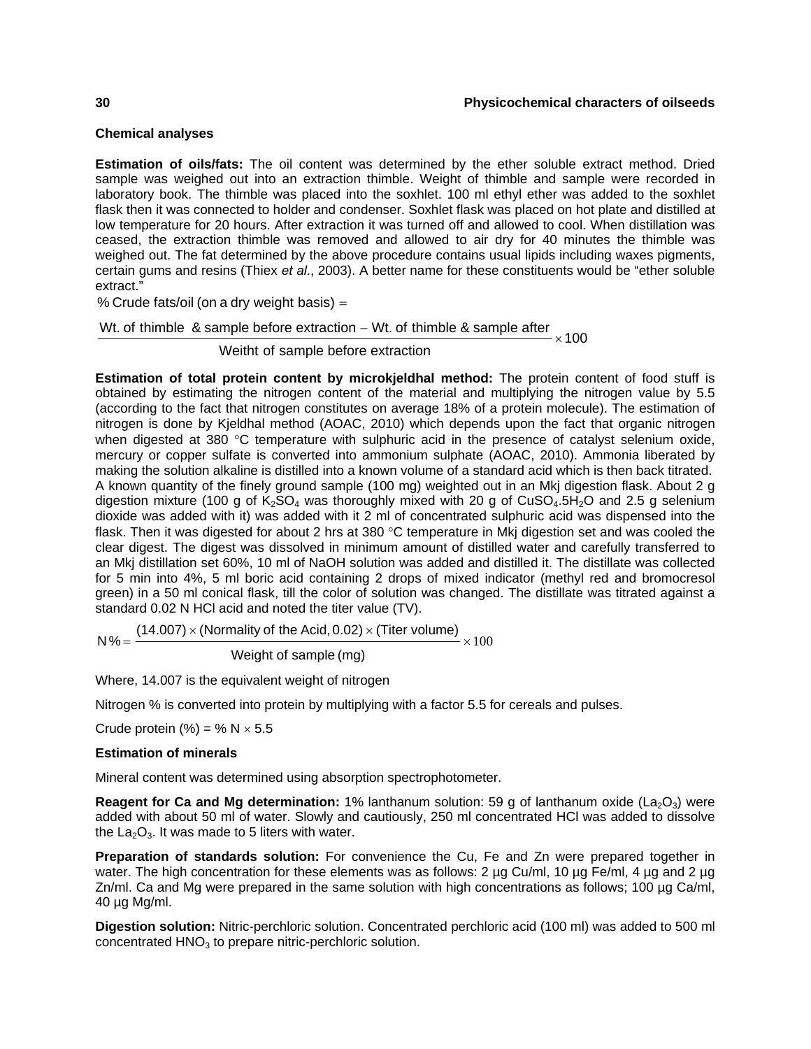### Chemical analyses

**Estimation of oils/fats:** The oil content was determined by the ether soluble extract method. Dried sample was weighed out into an extraction thimble. Weight of thimble and sample were recorded in laboratory book. The thimble was placed into the soxhlet. 100 ml ethyl ether was added to the soxhlet flask then it was connected to holder and condenser. Soxhlet flask was placed on hot plate and distilled at low temperature for 20 hours. After extraction it was turned off and allowed to cool. When distillation was ceased, the extraction thimble was removed and allowed to air dry for 40 minutes the thimble was weighed out. The fat determined by the above procedure contains usual lipids including waxes pigments, certain gums and resins (Thiex *et al.*, 2003). A better name for these constituents would be "ether soluble extract."

$$\%\ \text{Crude fats/oil (on a dry weight basis)} =$$

$$\frac{\text{Wt. of thimble \& sample before extraction} - \text{Wt. of thimble \& sample after}}{\text{Weitht of sample before extraction}} \times 100$$

**Estimation of total protein content by microkjeldhal method:** The protein content of food stuff is obtained by estimating the nitrogen content of the material and multiplying the nitrogen value by 5.5 (according to the fact that nitrogen constitutes on average 18% of a protein molecule). The estimation of nitrogen is done by Kjeldhal method (AOAC, 2010) which depends upon the fact that organic nitrogen when digested at 380 °C temperature with sulphuric acid in the presence of catalyst selenium oxide, mercury or copper sulfate is converted into ammonium sulphate (AOAC, 2010). Ammonia liberated by making the solution alkaline is distilled into a known volume of a standard acid which is then back titrated. A known quantity of the finely ground sample (100 mg) weighted out in an Mkj digestion flask. About 2 g digestion mixture (100 g of $K_2SO_4$ was thoroughly mixed with 20 g of $CuSO_4.5H_2O$ and 2.5 g selenium dioxide was added with it) was added with it 2 ml of concentrated sulphuric acid was dispensed into the flask. Then it was digested for about 2 hrs at 380 °C temperature in Mkj digestion set and was cooled the clear digest. The digest was dissolved in minimum amount of distilled water and carefully transferred to an Mkj distillation set 60%, 10 ml of NaOH solution was added and distilled it. The distillate was collected for 5 min into 4%, 5 ml boric acid containing 2 drops of mixed indicator (methyl red and bromocresol green) in a 50 ml conical flask, till the color of solution was changed. The distillate was titrated against a standard 0.02 N HCl acid and noted the titer value (TV).

$$\text{N}\% = \frac{(14.007) \times (\text{Normality of the Acid, } 0.02) \times (\text{Titer volume})}{\text{Weight of sample (mg)}} \times 100$$

Where, 14.007 is the equivalent weight of nitrogen

Nitrogen % is converted into protein by multiplying with a factor 5.5 for cereals and pulses.

Crude protein (%) = % N $\times$ 5.5

**Estimation of minerals**

Mineral content was determined using absorption spectrophotometer.

**Reagent for Ca and Mg determination:** 1% lanthanum solution: 59 g of lanthanum oxide ($La_2O_3$) were added with about 50 ml of water. Slowly and cautiously, 250 ml concentrated HCl was added to dissolve the $La_2O_3$. It was made to 5 liters with water.

**Preparation of standards solution:** For convenience the Cu, Fe and Zn were prepared together in water. The high concentration for these elements was as follows: 2 µg Cu/ml, 10 µg Fe/ml, 4 µg and 2 µg Zn/ml. Ca and Mg were prepared in the same solution with high concentrations as follows; 100 µg Ca/ml, 40 µg Mg/ml.

**Digestion solution:** Nitric-perchloric solution. Concentrated perchloric acid (100 ml) was added to 500 ml concentrated $HNO_3$ to prepare nitric-perchloric solution.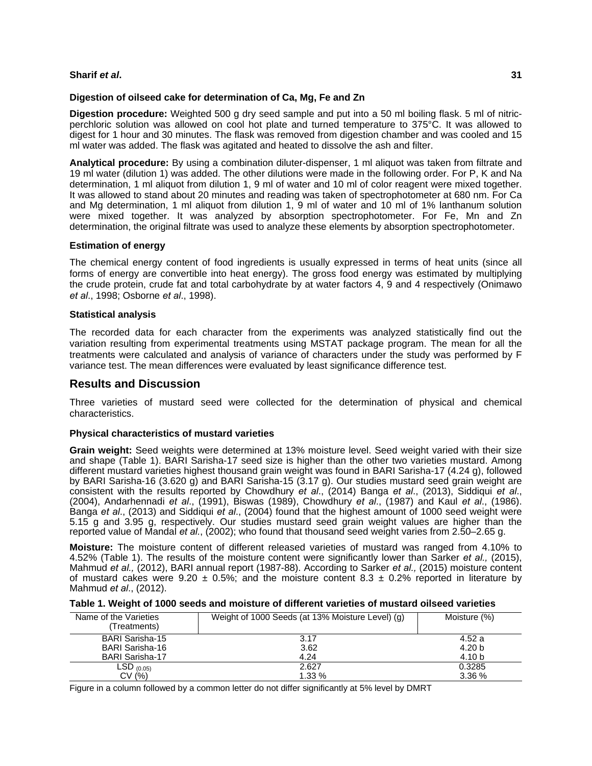### Digestion of oilseed cake for determination of Ca, Mg, Fe and Zn

**Digestion procedure:** Weighted 500 g dry seed sample and put into a 50 ml boiling flask. 5 ml of nitric-perchloric solution was allowed on cool hot plate and turned temperature to 375°C. It was allowed to digest for 1 hour and 30 minutes. The flask was removed from digestion chamber and was cooled and 15 ml water was added. The flask was agitated and heated to dissolve the ash and filter.

**Analytical procedure:** By using a combination diluter-dispenser, 1 ml aliquot was taken from filtrate and 19 ml water (dilution 1) was added. The other dilutions were made in the following order. For P, K and Na determination, 1 ml aliquot from dilution 1, 9 ml of water and 10 ml of color reagent were mixed together. It was allowed to stand about 20 minutes and reading was taken of spectrophotometer at 680 nm. For Ca and Mg determination, 1 ml aliquot from dilution 1, 9 ml of water and 10 ml of 1% lanthanum solution were mixed together. It was analyzed by absorption spectrophotometer. For Fe, Mn and Zn determination, the original filtrate was used to analyze these elements by absorption spectrophotometer.

### Estimation of energy

The chemical energy content of food ingredients is usually expressed in terms of heat units (since all forms of energy are convertible into heat energy). The gross food energy was estimated by multiplying the crude protein, crude fat and total carbohydrate by at water factors 4, 9 and 4 respectively (Onimawo *et al*., 1998; Osborne *et al*., 1998).

### Statistical analysis

The recorded data for each character from the experiments was analyzed statistically find out the variation resulting from experimental treatments using MSTAT package program. The mean for all the treatments were calculated and analysis of variance of characters under the study was performed by F variance test. The mean differences were evaluated by least significance difference test.

## Results and Discussion

Three varieties of mustard seed were collected for the determination of physical and chemical characteristics.

### Physical characteristics of mustard varieties

**Grain weight:** Seed weights were determined at 13% moisture level. Seed weight varied with their size and shape (Table 1). BARI Sarisha-17 seed size is higher than the other two varieties mustard. Among different mustard varieties highest thousand grain weight was found in BARI Sarisha-17 (4.24 g), followed by BARI Sarisha-16 (3.620 g) and BARI Sarisha-15 (3.17 g). Our studies mustard seed grain weight are consistent with the results reported by Chowdhury *et al*., (2014) Banga *et al*., (2013), Siddiqui *et al*., (2004), Andarhennadi *et al*., (1991), Biswas (1989), Chowdhury *et al*., (1987) and Kaul *et al*., (1986). Banga *et al*., (2013) and Siddiqui *et al*., (2004) found that the highest amount of 1000 seed weight were 5.15 g and 3.95 g, respectively. Our studies mustard seed grain weight values are higher than the reported value of Mandal *et al.*, (2002); who found that thousand seed weight varies from 2.50–2.65 g.

**Moisture:** The moisture content of different released varieties of mustard was ranged from 4.10% to 4.52% (Table 1). The results of the moisture content were significantly lower than Sarker *et al.,* (2015), Mahmud *et al.,* (2012), BARI annual report (1987-88). According to Sarker *et al.,* (2015) moisture content of mustard cakes were 9.20 ± 0.5%; and the moisture content 8.3 ± 0.2% reported in literature by Mahmud *et al*., (2012).

**Table 1. Weight of 1000 seeds and moisture of different varieties of mustard oilseed varieties**

| Name of the Varieties (Treatments) | Weight of 1000 Seeds (at 13% Moisture Level) (g) | Moisture (%) |
|---|---|---|
| BARI Sarisha-15 | 3.17 | 4.52 a |
| BARI Sarisha-16 | 3.62 | 4.20 b |
| BARI Sarisha-17 | 4.24 | 4.10 b |
| $LSD_{(0.05)}$ | 2.627 | 0.3285 |
| CV (%) | 1.33 % | 3.36 % |

Figure in a column followed by a common letter do not differ significantly at 5% level by DMRT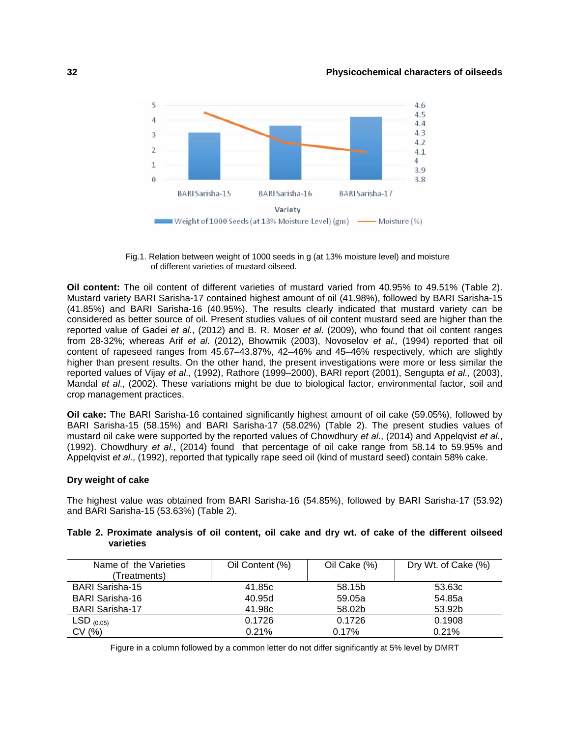Fig.1. Relation between weight of 1000 seeds in g (at 13% moisture level) and moisture of different varieties of mustard oilseed.

**Oil content:** The oil content of different varieties of mustard varied from 40.95% to 49.51% (Table 2). Mustard variety BARI Sarisha-17 contained highest amount of oil (41.98%), followed by BARI Sarisha-15 (41.85%) and BARI Sarisha-16 (40.95%). The results clearly indicated that mustard variety can be considered as better source of oil. Present studies values of oil content mustard seed are higher than the reported value of Gadei *et al*., (2012) and B. R. Moser *et al*. (2009), who found that oil content ranges from 28-32%; whereas Arif *et al*. (2012), Bhowmik (2003), Novoselov *et al.,* (1994) reported that oil content of rapeseed ranges from 45.67–43.87%, 42–46% and 45–46% respectively, which are slightly higher than present results. On the other hand, the present investigations were more or less similar the reported values of Vijay *et al*., (1992), Rathore (1999–2000), BARI report (2001), Sengupta *et al.,* (2003), Mandal *et al*., (2002). These variations might be due to biological factor, environmental factor, soil and crop management practices.

**Oil cake:** The BARI Sarisha-16 contained significantly highest amount of oil cake (59.05%), followed by BARI Sarisha-15 (58.15%) and BARI Sarisha-17 (58.02%) (Table 2). The present studies values of mustard oil cake were supported by the reported values of Chowdhury *et al*., (2014) and Appelqvist *et al*., (1992). Chowdhury *et al*., (2014) found that percentage of oil cake range from 58.14 to 59.95% and Appelqvist *et al*., (1992), reported that typically rape seed oil (kind of mustard seed) contain 58% cake.

**Dry weight of cake**

The highest value was obtained from BARI Sarisha-16 (54.85%), followed by BARI Sarisha-17 (53.92) and BARI Sarisha-15 (53.63%) (Table 2).

**Table 2. Proximate analysis of oil content, oil cake and dry wt. of cake of the different oilseed varieties**

| Name of the Varieties (Treatments) | Oil Content (%) | Oil Cake (%) | Dry Wt. of Cake (%) |
|---|---|---|---|
| BARI Sarisha-15 | 41.85c | 58.15b | 53.63c |
| BARI Sarisha-16 | 40.95d | 59.05a | 54.85a |
| BARI Sarisha-17 | 41.98c | 58.02b | 53.92b |
| $LSD_{(0.05)}$ | 0.1726 | 0.1726 | 0.1908 |
| CV (%) | 0.21% | 0.17% | 0.21% |

Figure in a column followed by a common letter do not differ significantly at 5% level by DMRT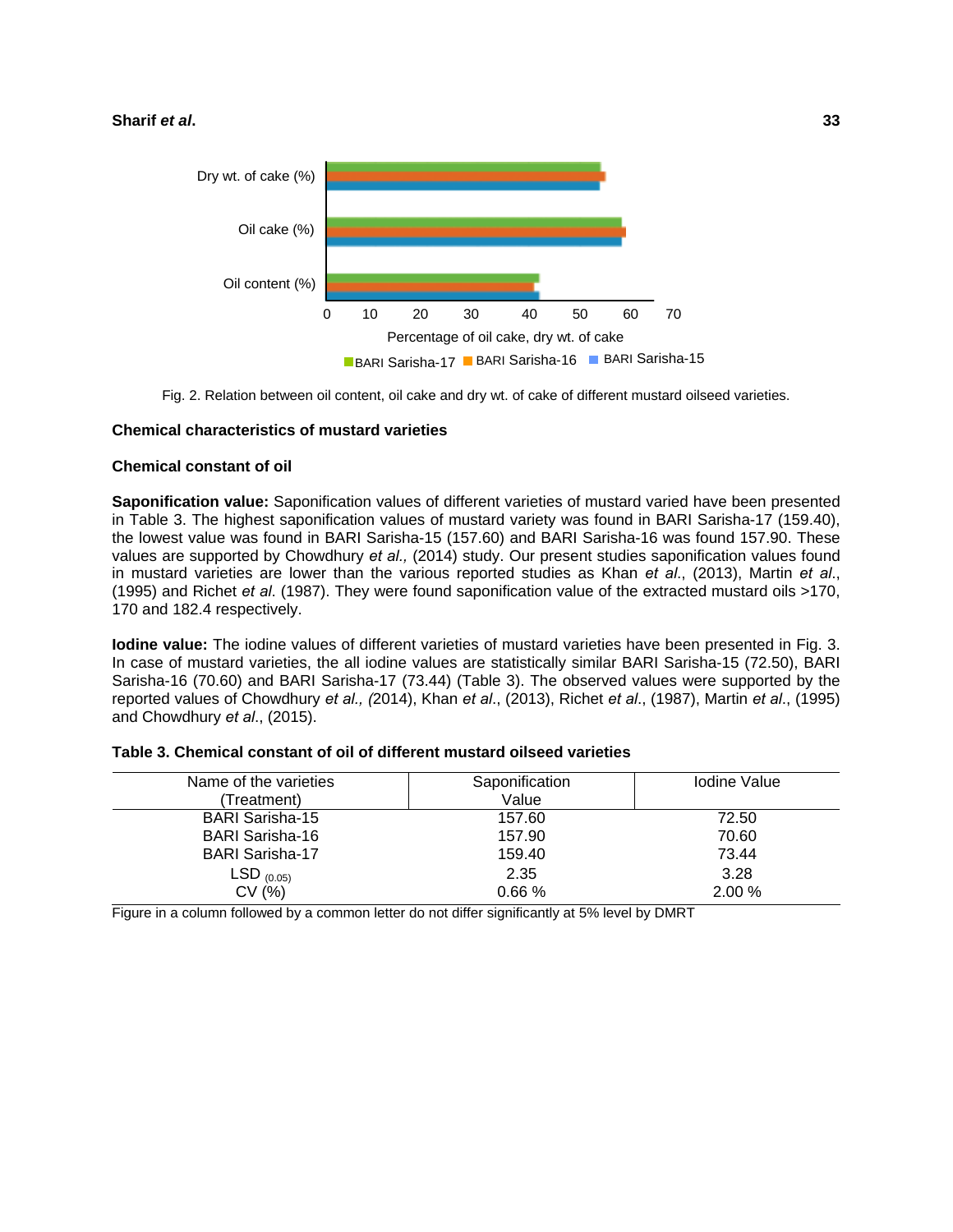Fig. 2. Relation between oil content, oil cake and dry wt. of cake of different mustard oilseed varieties.

## Chemical characteristics of mustard varieties

### Chemical constant of oil

**Saponification value:** Saponification values of different varieties of mustard varied have been presented in Table 3. The highest saponification values of mustard variety was found in BARI Sarisha-17 (159.40), the lowest value was found in BARI Sarisha-15 (157.60) and BARI Sarisha-16 was found 157.90. These values are supported by Chowdhury *et al.,* (2014) study. Our present studies saponification values found in mustard varieties are lower than the various reported studies as Khan *et al*., (2013), Martin *et al*., (1995) and Richet *et al*. (1987). They were found saponification value of the extracted mustard oils >170, 170 and 182.4 respectively.

**Iodine value:** The iodine values of different varieties of mustard varieties have been presented in Fig. 3. In case of mustard varieties, the all iodine values are statistically similar BARI Sarisha-15 (72.50), BARI Sarisha-16 (70.60) and BARI Sarisha-17 (73.44) (Table 3). The observed values were supported by the reported values of Chowdhury *et al., (*2014), Khan *et al*., (2013), Richet *et al*., (1987), Martin *et al*., (1995) and Chowdhury *et al*., (2015).

**Table 3. Chemical constant of oil of different mustard oilseed varieties**

| Name of the varieties (Treatment) | Saponification Value | Iodine Value |
|---|---|---|
| BARI Sarisha-15 | 157.60 | 72.50 |
| BARI Sarisha-16 | 157.90 | 70.60 |
| BARI Sarisha-17 | 159.40 | 73.44 |
| LSD $_{(0.05)}$ | 2.35 | 3.28 |
| CV (%) | 0.66 % | 2.00 % |

Figure in a column followed by a common letter do not differ significantly at 5% level by DMRT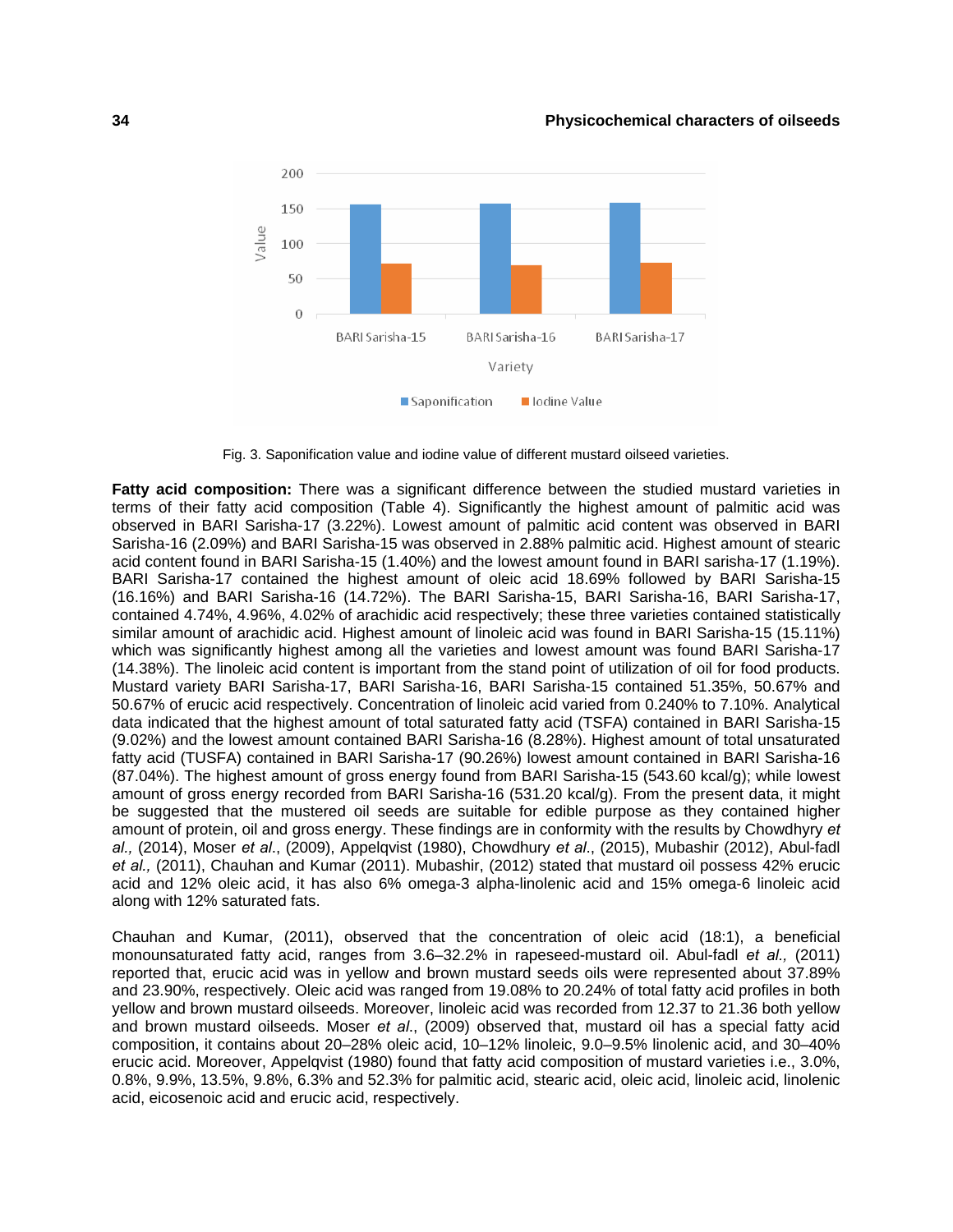Fig. 3. Saponification value and iodine value of different mustard oilseed varieties.

**Fatty acid composition:** There was a significant difference between the studied mustard varieties in terms of their fatty acid composition (Table 4). Significantly the highest amount of palmitic acid was observed in BARI Sarisha-17 (3.22%). Lowest amount of palmitic acid content was observed in BARI Sarisha-16 (2.09%) and BARI Sarisha-15 was observed in 2.88% palmitic acid. Highest amount of stearic acid content found in BARI Sarisha-15 (1.40%) and the lowest amount found in BARI sarisha-17 (1.19%). BARI Sarisha-17 contained the highest amount of oleic acid 18.69% followed by BARI Sarisha-15 (16.16%) and BARI Sarisha-16 (14.72%). The BARI Sarisha-15, BARI Sarisha-16, BARI Sarisha-17, contained 4.74%, 4.96%, 4.02% of arachidic acid respectively; these three varieties contained statistically similar amount of arachidic acid. Highest amount of linoleic acid was found in BARI Sarisha-15 (15.11%) which was significantly highest among all the varieties and lowest amount was found BARI Sarisha-17 (14.38%). The linoleic acid content is important from the stand point of utilization of oil for food products. Mustard variety BARI Sarisha-17, BARI Sarisha-16, BARI Sarisha-15 contained 51.35%, 50.67% and 50.67% of erucic acid respectively. Concentration of linoleic acid varied from 0.240% to 7.10%. Analytical data indicated that the highest amount of total saturated fatty acid (TSFA) contained in BARI Sarisha-15 (9.02%) and the lowest amount contained BARI Sarisha-16 (8.28%). Highest amount of total unsaturated fatty acid (TUSFA) contained in BARI Sarisha-17 (90.26%) lowest amount contained in BARI Sarisha-16 (87.04%). The highest amount of gross energy found from BARI Sarisha-15 (543.60 kcal/g); while lowest amount of gross energy recorded from BARI Sarisha-16 (531.20 kcal/g). From the present data, it might be suggested that the mustered oil seeds are suitable for edible purpose as they contained higher amount of protein, oil and gross energy. These findings are in conformity with the results by Chowdhyry *et al.,* (2014), Moser *et al*., (2009), Appelqvist (1980), Chowdhury *et al*., (2015), Mubashir (2012), Abul-fadl *et al.,* (2011), Chauhan and Kumar (2011). Mubashir, (2012) stated that mustard oil possess 42% erucic acid and 12% oleic acid, it has also 6% omega-3 alpha-linolenic acid and 15% omega-6 linoleic acid along with 12% saturated fats.

Chauhan and Kumar, (2011), observed that the concentration of oleic acid (18:1), a beneficial monounsaturated fatty acid, ranges from 3.6–32.2% in rapeseed-mustard oil. Abul-fadl *et al.,* (2011) reported that, erucic acid was in yellow and brown mustard seeds oils were represented about 37.89% and 23.90%, respectively. Oleic acid was ranged from 19.08% to 20.24% of total fatty acid profiles in both yellow and brown mustard oilseeds. Moreover, linoleic acid was recorded from 12.37 to 21.36 both yellow and brown mustard oilseeds. Moser *et al*., (2009) observed that, mustard oil has a special fatty acid composition, it contains about 20–28% oleic acid, 10–12% linoleic, 9.0–9.5% linolenic acid, and 30–40% erucic acid. Moreover, Appelqvist (1980) found that fatty acid composition of mustard varieties i.e., 3.0%, 0.8%, 9.9%, 13.5%, 9.8%, 6.3% and 52.3% for palmitic acid, stearic acid, oleic acid, linoleic acid, linolenic acid, eicosenoic acid and erucic acid, respectively.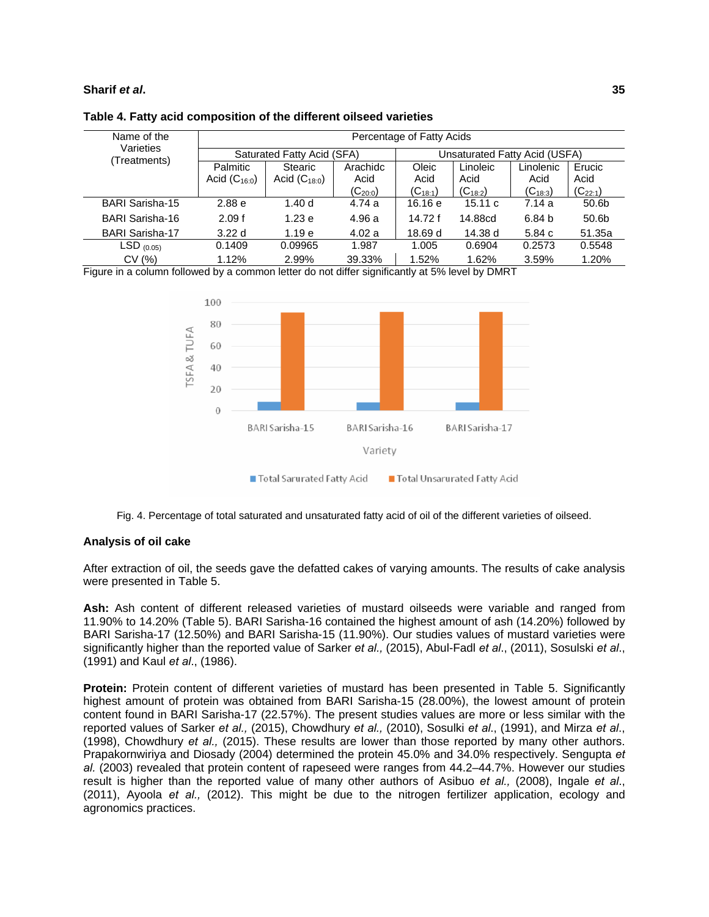**Table 4. Fatty acid composition of the different oilseed varieties**

| Name of the Varieties (Treatments) | Percentage of Fatty Acids | | | | | | |
|---|---|---|---|---|---|---|---|
| | Saturated Fatty Acid (SFA) | | | Unsaturated Fatty Acid (USFA) | | | |
| | Palmitic Acid ($C_{16:0}$) | Stearic Acid ($C_{18:0}$) | Arachidc Acid ($C_{20:0}$) | Oleic Acid ($C_{18:1}$) | Linoleic Acid ($C_{18:2}$) | Linolenic Acid ($C_{18:3}$) | Erucic Acid ($C_{22:1}$) |
| BARI Sarisha-15 | 2.88 e | 1.40 d | 4.74 a | 16.16 e | 15.11 c | 7.14 a | 50.6b |
| BARI Sarisha-16 | 2.09 f | 1.23 e | 4.96 a | 14.72 f | 14.88cd | 6.84 b | 50.6b |
| BARI Sarisha-17 | 3.22 d | 1.19 e | 4.02 a | 18.69 d | 14.38 d | 5.84 c | 51.35a |
| LSD $_{(0.05)}$ | 0.1409 | 0.09965 | 1.987 | 1.005 | 0.6904 | 0.2573 | 0.5548 |
| CV (%) | 1.12% | 2.99% | 39.33% | 1.52% | 1.62% | 3.59% | 1.20% |

Figure in a column followed by a common letter do not differ significantly at 5% level by DMRT

Fig. 4. Percentage of total saturated and unsaturated fatty acid of oil of the different varieties of oilseed.

## Analysis of oil cake

After extraction of oil, the seeds gave the defatted cakes of varying amounts. The results of cake analysis were presented in Table 5.

**Ash:** Ash content of different released varieties of mustard oilseeds were variable and ranged from 11.90% to 14.20% (Table 5). BARI Sarisha-16 contained the highest amount of ash (14.20%) followed by BARI Sarisha-17 (12.50%) and BARI Sarisha-15 (11.90%). Our studies values of mustard varieties were significantly higher than the reported value of Sarker *et al.,* (2015), Abul-Fadl *et al*., (2011), Sosulski *et al*., (1991) and Kaul *et al*., (1986).

**Protein:** Protein content of different varieties of mustard has been presented in Table 5. Significantly highest amount of protein was obtained from BARI Sarisha-15 (28.00%), the lowest amount of protein content found in BARI Sarisha-17 (22.57%). The present studies values are more or less similar with the reported values of Sarker *et al.,* (2015), Chowdhury *et al.,* (2010), Sosulki *et al*., (1991), and Mirza *et al*., (1998), Chowdhury *et al.,* (2015). These results are lower than those reported by many other authors. Prapakornwiriya and Diosady (2004) determined the protein 45.0% and 34.0% respectively. Sengupta *et al.* (2003) revealed that protein content of rapeseed were ranges from 44.2–44.7%. However our studies result is higher than the reported value of many other authors of Asibuo *et al.,* (2008), Ingale *et al*., (2011), Ayoola *et al.,* (2012). This might be due to the nitrogen fertilizer application, ecology and agronomics practices.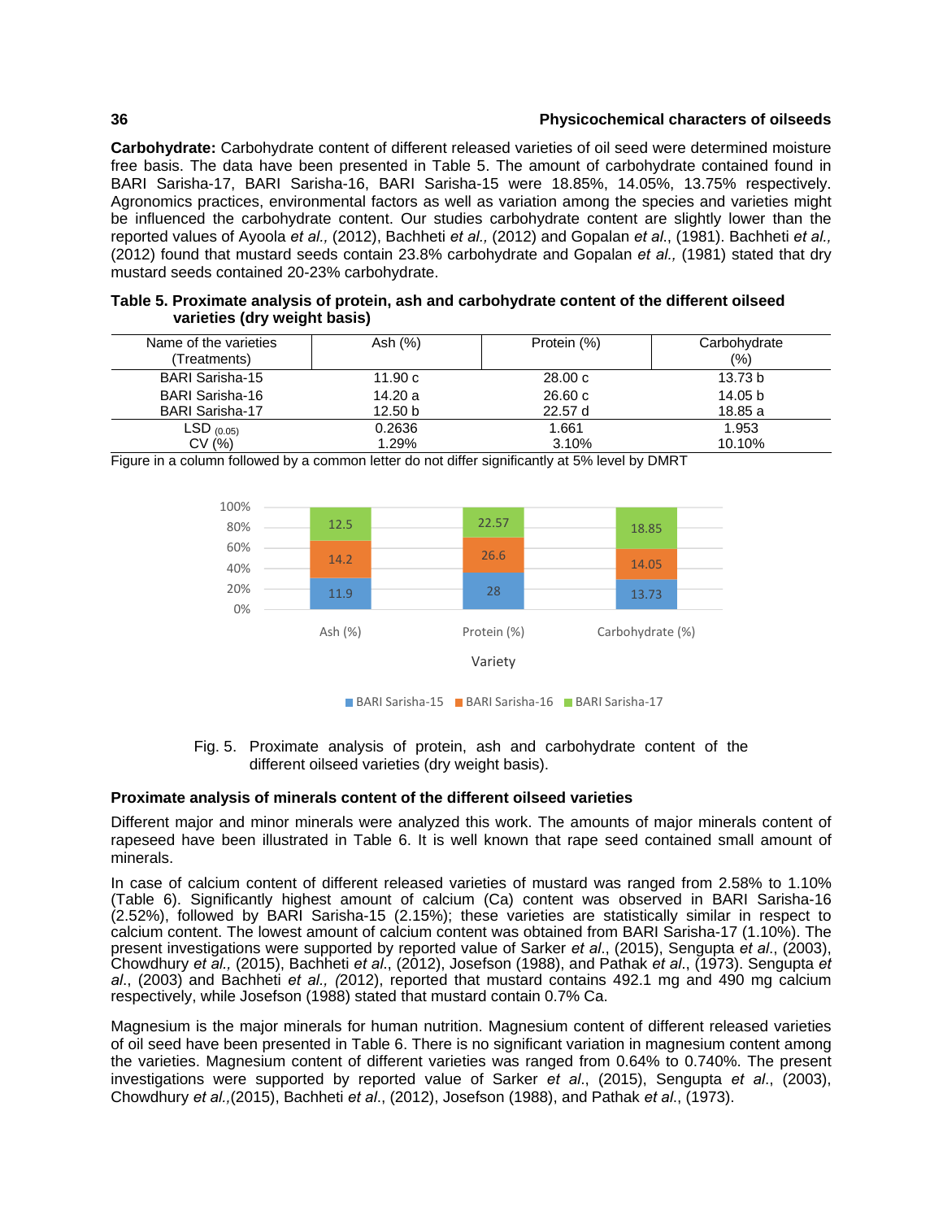**Carbohydrate:** Carbohydrate content of different released varieties of oil seed were determined moisture free basis. The data have been presented in Table 5. The amount of carbohydrate contained found in BARI Sarisha-17, BARI Sarisha-16, BARI Sarisha-15 were 18.85%, 14.05%, 13.75% respectively. Agronomics practices, environmental factors as well as variation among the species and varieties might be influenced the carbohydrate content. Our studies carbohydrate content are slightly lower than the reported values of Ayoola *et al.,* (2012), Bachheti *et al.,* (2012) and Gopalan *et al.*, (1981). Bachheti *et al.,* (2012) found that mustard seeds contain 23.8% carbohydrate and Gopalan *et al.,* (1981) stated that dry mustard seeds contained 20-23% carbohydrate.

**Table 5. Proximate analysis of protein, ash and carbohydrate content of the different oilseed varieties (dry weight basis)**

| Name of the varieties (Treatments) | Ash (%) | Protein (%) | Carbohydrate (%) |
|---|---|---|---|
| BARI Sarisha-15 | 11.90 c | 28.00 c | 13.73 b |
| BARI Sarisha-16 | 14.20 a | 26.60 c | 14.05 b |
| BARI Sarisha-17 | 12.50 b | 22.57 d | 18.85 a |
| LSD $_{(0.05)}$ | 0.2636 | 1.661 | 1.953 |
| CV (%) | 1.29% | 3.10% | 10.10% |

Figure in a column followed by a common letter do not differ significantly at 5% level by DMRT

Fig. 5. Proximate analysis of protein, ash and carbohydrate content of the different oilseed varieties (dry weight basis).

### Proximate analysis of minerals content of the different oilseed varieties

Different major and minor minerals were analyzed this work. The amounts of major minerals content of rapeseed have been illustrated in Table 6. It is well known that rape seed contained small amount of minerals.

In case of calcium content of different released varieties of mustard was ranged from 2.58% to 1.10% (Table 6). Significantly highest amount of calcium (Ca) content was observed in BARI Sarisha-16 (2.52%), followed by BARI Sarisha-15 (2.15%); these varieties are statistically similar in respect to calcium content. The lowest amount of calcium content was obtained from BARI Sarisha-17 (1.10%). The present investigations were supported by reported value of Sarker *et al*., (2015), Sengupta *et al*., (2003), Chowdhury *et al.,* (2015), Bachheti *et al*., (2012), Josefson (1988), and Pathak *et al*., (1973). Sengupta *et al*., (2003) and Bachheti *et al., (*2012), reported that mustard contains 492.1 mg and 490 mg calcium respectively, while Josefson (1988) stated that mustard contain 0.7% Ca.

Magnesium is the major minerals for human nutrition. Magnesium content of different released varieties of oil seed have been presented in Table 6. There is no significant variation in magnesium content among the varieties. Magnesium content of different varieties was ranged from 0.64% to 0.740%. The present investigations were supported by reported value of Sarker *et al*., (2015), Sengupta *et al*., (2003), Chowdhury *et al.,*(2015), Bachheti *et al*., (2012), Josefson (1988), and Pathak *et al*., (1973).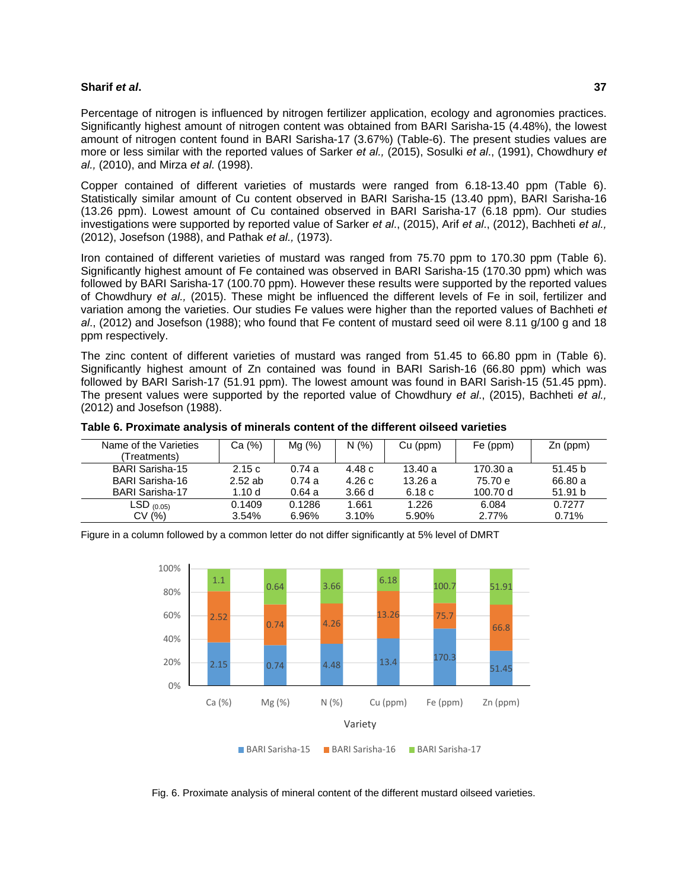Percentage of nitrogen is influenced by nitrogen fertilizer application, ecology and agronomies practices. Significantly highest amount of nitrogen content was obtained from BARI Sarisha-15 (4.48%), the lowest amount of nitrogen content found in BARI Sarisha-17 (3.67%) (Table-6). The present studies values are more or less similar with the reported values of Sarker *et al.,* (2015), Sosulki *et al*., (1991), Chowdhury *et al.,* (2010), and Mirza *et al*. (1998).

Copper contained of different varieties of mustards were ranged from 6.18-13.40 ppm (Table 6). Statistically similar amount of Cu content observed in BARI Sarisha-15 (13.40 ppm), BARI Sarisha-16 (13.26 ppm). Lowest amount of Cu contained observed in BARI Sarisha-17 (6.18 ppm). Our studies investigations were supported by reported value of Sarker *et al*., (2015), Arif *et al*., (2012), Bachheti *et al.,* (2012), Josefson (1988), and Pathak *et al.,* (1973).

Iron contained of different varieties of mustard was ranged from 75.70 ppm to 170.30 ppm (Table 6). Significantly highest amount of Fe contained was observed in BARI Sarisha-15 (170.30 ppm) which was followed by BARI Sarisha-17 (100.70 ppm). However these results were supported by the reported values of Chowdhury *et al.,* (2015). These might be influenced the different levels of Fe in soil, fertilizer and variation among the varieties. Our studies Fe values were higher than the reported values of Bachheti *et al*., (2012) and Josefson (1988); who found that Fe content of mustard seed oil were 8.11 g/100 g and 18 ppm respectively.

The zinc content of different varieties of mustard was ranged from 51.45 to 66.80 ppm in (Table 6). Significantly highest amount of Zn contained was found in BARI Sarisha-16 (66.80 ppm) which was followed by BARI Sarish-17 (51.91 ppm). The lowest amount was found in BARI Sarish-15 (51.45 ppm). The present values were supported by the reported value of Chowdhury *et al*., (2015), Bachheti *et al.,* (2012) and Josefson (1988).

**Table 6. Proximate analysis of minerals content of the different oilseed varieties**

| Name of the Varieties (Treatments) | Ca (%) | Mg (%) | N (%) | Cu (ppm) | Fe (ppm) | Zn (ppm) |
|---|---|---|---|---|---|---|
| BARI Sarisha-15 | 2.15 c | 0.74 a | 4.48 c | 13.40 a | 170.30 a | 51.45 b |
| BARI Sarisha-16 | 2.52 ab | 0.74 a | 4.26 c | 13.26 a | 75.70 e | 66.80 a |
| BARI Sarisha-17 | 1.10 d | 0.64 a | 3.66 d | 6.18 c | 100.70 d | 51.91 b |
| LSD $_{(0.05)}$ | 0.1409 | 0.1286 | 1.661 | 1.226 | 6.084 | 0.7277 |
| CV (%) | 3.54% | 6.96% | 3.10% | 5.90% | 2.77% | 0.71% |

Figure in a column followed by a common letter do not differ significantly at 5% level of DMRT

Fig. 6. Proximate analysis of mineral content of the different mustard oilseed varieties.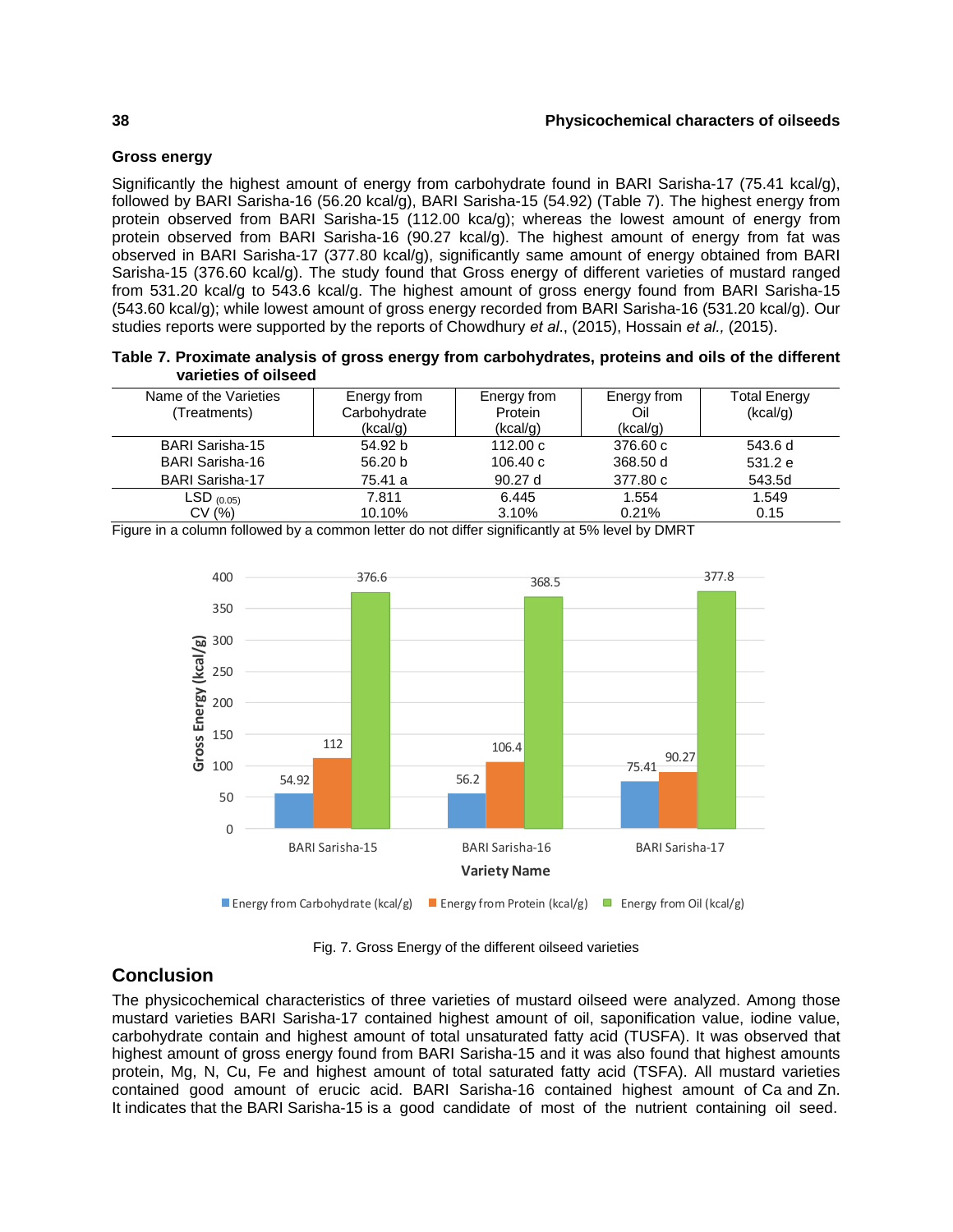### Gross energy

Significantly the highest amount of energy from carbohydrate found in BARI Sarisha-17 (75.41 kcal/g), followed by BARI Sarisha-16 (56.20 kcal/g), BARI Sarisha-15 (54.92) (Table 7). The highest energy from protein observed from BARI Sarisha-15 (112.00 kca/g); whereas the lowest amount of energy from protein observed from BARI Sarisha-16 (90.27 kcal/g). The highest amount of energy from fat was observed in BARI Sarisha-17 (377.80 kcal/g), significantly same amount of energy obtained from BARI Sarisha-15 (376.60 kcal/g). The study found that Gross energy of different varieties of mustard ranged from 531.20 kcal/g to 543.6 kcal/g. The highest amount of gross energy found from BARI Sarisha-15 (543.60 kcal/g); while lowest amount of gross energy recorded from BARI Sarisha-16 (531.20 kcal/g). Our studies reports were supported by the reports of Chowdhury *et al*., (2015), Hossain *et al.,* (2015).

**Table 7. Proximate analysis of gross energy from carbohydrates, proteins and oils of the different varieties of oilseed**

| Name of the Varieties (Treatments) | Energy from Carbohydrate (kcal/g) | Energy from Protein (kcal/g) | Energy from Oil (kcal/g) | Total Energy (kcal/g) |
|---|---|---|---|---|
| BARI Sarisha-15 | 54.92 b | 112.00 c | 376.60 c | 543.6 d |
| BARI Sarisha-16 | 56.20 b | 106.40 c | 368.50 d | 531.2 e |
| BARI Sarisha-17 | 75.41 a | 90.27 d | 377.80 c | 543.5d |
| $LSD_{(0.05)}$ | 7.811 | 6.445 | 1.554 | 1.549 |
| CV (%) | 10.10% | 3.10% | 0.21% | 0.15 |

Figure in a column followed by a common letter do not differ significantly at 5% level by DMRT

Fig. 7. Gross Energy of the different oilseed varieties

## Conclusion

The physicochemical characteristics of three varieties of mustard oilseed were analyzed. Among those mustard varieties BARI Sarisha-17 contained highest amount of oil, saponification value, iodine value, carbohydrate contain and highest amount of total unsaturated fatty acid (TUSFA). It was observed that highest amount of gross energy found from BARI Sarisha-15 and it was also found that highest amounts protein, Mg, N, Cu, Fe and highest amount of total saturated fatty acid (TSFA). All mustard varieties contained good amount of erucic acid. BARI Sarisha-16 contained highest amount of Ca and Zn. It indicates that the BARI Sarisha-15 is a good candidate of most of the nutrient containing oil seed.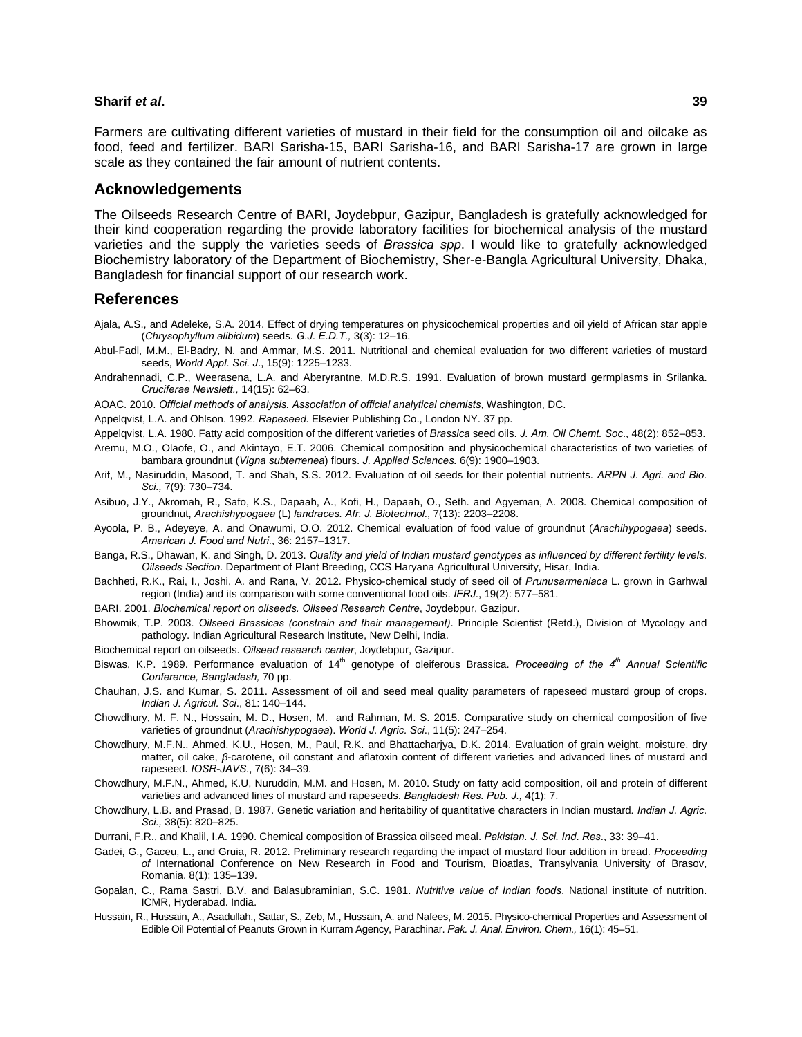Farmers are cultivating different varieties of mustard in their field for the consumption oil and oilcake as food, feed and fertilizer. BARI Sarisha-15, BARI Sarisha-16, and BARI Sarisha-17 are grown in large scale as they contained the fair amount of nutrient contents.

## Acknowledgements

The Oilseeds Research Centre of BARI, Joydebpur, Gazipur, Bangladesh is gratefully acknowledged for their kind cooperation regarding the provide laboratory facilities for biochemical analysis of the mustard varieties and the supply the varieties seeds of *Brassica spp*. I would like to gratefully acknowledged Biochemistry laboratory of the Department of Biochemistry, Sher-e-Bangla Agricultural University, Dhaka, Bangladesh for financial support of our research work.

## References

Ajala, A.S., and Adeleke, S.A. 2014. Effect of drying temperatures on physicochemical properties and oil yield of African star apple (*Chrysophyllum alibidum*) seeds. *G.J. E.D.T.,* 3(3): 12–16.

Abul-Fadl, M.M., El-Badry, N. and Ammar, M.S. 2011. Nutritional and chemical evaluation for two different varieties of mustard seeds, *World Appl. Sci. J*., 15(9): 1225–1233.

Andrahennadi, C.P., Weerasena, L.A. and Aberyrantne, M.D.R.S. 1991. Evaluation of brown mustard germplasms in Srilanka. *Cruciferae Newslett.,* 14(15): 62–63.

AOAC. 2010. *Official methods of analysis. Association of official analytical chemists*, Washington, DC.

Appelqvist, L.A. and Ohlson. 1992. *Rapeseed*. Elsevier Publishing Co., London NY. 37 pp.

Appelqvist, L.A. 1980. Fatty acid composition of the different varieties of *Brassica* seed oils. *J. Am. Oil Chemt. Soc*., 48(2): 852–853.

Aremu, M.O., Olaofe, O., and Akintayo, E.T. 2006. Chemical composition and physicochemical characteristics of two varieties of bambara groundnut (*Vigna subterrenea*) flours. *J. Applied Sciences.* 6(9): 1900–1903.

Arif, M., Nasiruddin, Masood, T. and Shah, S.S. 2012. Evaluation of oil seeds for their potential nutrients. *ARPN J. Agri. and Bio. Sci.,* 7(9): 730–734.

Asibuo, J.Y., Akromah, R., Safo, K.S., Dapaah, A., Kofi, H., Dapaah, O., Seth. and Agyeman, A. 2008. Chemical composition of groundnut, *Arachishypogaea* (L) *landraces. Afr. J. Biotechnol*., 7(13): 2203–2208.

Ayoola, P. B., Adeyeye, A. and Onawumi, O.O. 2012. Chemical evaluation of food value of groundnut (*Arachihypogaea*) seeds. *American J. Food and Nutri.*, 36: 2157–1317.

Banga, R.S., Dhawan, K. and Singh, D. 2013. *Quality and yield of Indian mustard genotypes as influenced by different fertility levels. Oilseeds Section*. Department of Plant Breeding, CCS Haryana Agricultural University, Hisar, India.

Bachheti, R.K., Rai, I., Joshi, A. and Rana, V. 2012. Physico-chemical study of seed oil of *Prunusarmeniaca* L. grown in Garhwal region (India) and its comparison with some conventional food oils. *IFRJ*., 19(2): 577–581.

BARI. 2001. *Biochemical report on oilseeds. Oilseed Research Centre*, Joydebpur, Gazipur.

Bhowmik, T.P. 2003. *Oilseed Brassicas (constrain and their management)*. Principle Scientist (Retd.), Division of Mycology and pathology. Indian Agricultural Research Institute, New Delhi, India.

Biochemical report on oilseeds. *Oilseed research center*, Joydebpur, Gazipur.

Biswas, K.P. 1989. Performance evaluation of 14th genotype of oleiferous Brassica. *Proceeding of the 4th Annual Scientific Conference, Bangladesh,* 70 pp.

Chauhan, J.S. and Kumar, S. 2011. Assessment of oil and seed meal quality parameters of rapeseed mustard group of crops. *Indian J. Agricul. Sci*., 81: 140–144.

Chowdhury, M. F. N., Hossain, M. D., Hosen, M. and Rahman, M. S. 2015. Comparative study on chemical composition of five varieties of groundnut (*Arachishypogaea*). *World J. Agric. Sci*., 11(5): 247–254.

Chowdhury, M.F.N., Ahmed, K.U., Hosen, M., Paul, R.K. and Bhattacharjya, D.K. 2014. Evaluation of grain weight, moisture, dry matter, oil cake, *β*-carotene, oil constant and aflatoxin content of different varieties and advanced lines of mustard and rapeseed. *IOSR-JAVS*., 7(6): 34–39.

Chowdhury, M.F.N., Ahmed, K.U, Nuruddin, M.M. and Hosen, M. 2010. Study on fatty acid composition, oil and protein of different varieties and advanced lines of mustard and rapeseeds. *Bangladesh Res. Pub. J.,* 4(1): 7.

Chowdhury, L.B. and Prasad, B. 1987. Genetic variation and heritability of quantitative characters in Indian mustard. *Indian J. Agric. Sci.,* 38(5): 820–825.

Durrani, F.R., and Khalil, I.A. 1990. Chemical composition of Brassica oilseed meal. *Pakistan. J. Sci. Ind*. *Res*., 33: 39–41.

Gadei, G., Gaceu, L., and Gruia, R. 2012. Preliminary research regarding the impact of mustard flour addition in bread. *Proceeding of* International Conference on New Research in Food and Tourism, Bioatlas, Transylvania University of Brasov, Romania. 8(1): 135–139.

Gopalan, C., Rama Sastri, B.V. and Balasubraminian, S.C. 1981. *Nutritive value of Indian foods*. National institute of nutrition. ICMR, Hyderabad. India.

Hussain, R., Hussain, A., Asadullah., Sattar, S., Zeb, M., Hussain, A. and Nafees, M. 2015. Physico-chemical Properties and Assessment of Edible Oil Potential of Peanuts Grown in Kurram Agency, Parachinar. *Pak. J. Anal. Environ. Chem.,* 16(1): 45–51.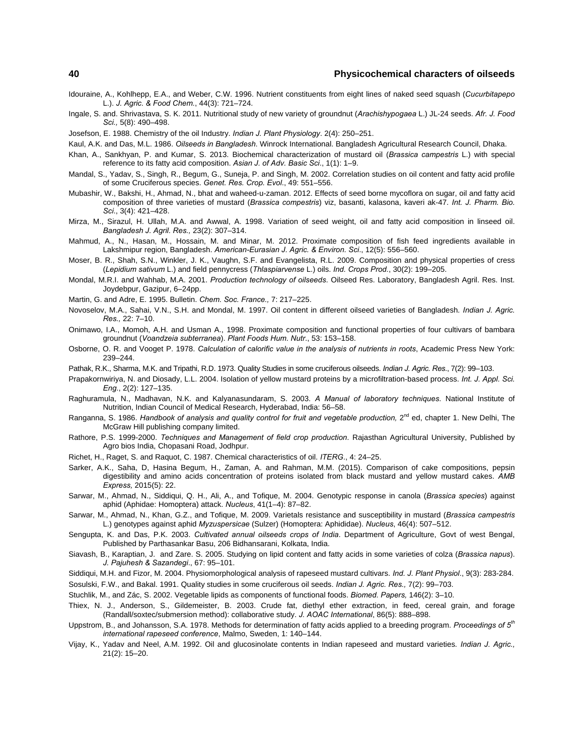Idouraine, A., Kohlhepp, E.A., and Weber, C.W. 1996. Nutrient constituents from eight lines of naked seed squash (*Cucurbitapepo* L.). *J. Agric. & Food Chem.*, 44(3): 721–724.

Ingale, S. and. Shrivastava, S. K. 2011. Nutritional study of new variety of groundnut (*Arachishypogaea* L.) JL-24 seeds. *Afr. J. Food Sci.,* 5(8): 490–498.

Josefson, E. 1988. Chemistry of the oil Industry. *Indian J. Plant Physiology*. 2(4): 250–251.

Kaul, A.K. and Das, M.L. 1986. *Oilseeds in Bangladesh.* Winrock International. Bangladesh Agricultural Research Council, Dhaka.

Khan, A., Sankhyan, P. and Kumar, S. 2013. Biochemical characterization of mustard oil (*Brassica campestris* L.) with special reference to its fatty acid composition. *Asian J. of Adv. Basic Sci*., 1(1): 1–9.

Mandal, S., Yadav, S., Singh, R., Begum, G., Suneja, P. and Singh, M. 2002. Correlation studies on oil content and fatty acid profile of some Cruciferous species. *Genet. Res. Crop. Evol*., 49: 551–556.

Mubashir, W., Bakshi, H., Ahmad, N., bhat and waheed-u-zaman. 2012. Effects of seed borne mycoflora on sugar, oil and fatty acid composition of three varieties of mustard (*Brassica compestris*) viz, basanti, kalasona, kaveri ak-47. *Int. J. Pharm. Bio. Sci*., 3(4): 421–428.

Mirza, M., Sirazul, H. Ullah, M.A. and Awwal, A. 1998. Variation of seed weight, oil and fatty acid composition in linseed oil. *Bangladesh J. Agril. Res.,* 23(2): 307–314.

Mahmud, A., N., Hasan, M., Hossain, M. and Minar, M. 2012. Proximate composition of fish feed ingredients available in Lakshmipur region, Bangladesh. *American-Eurasian J. Agric. & Environ. Sci*., 12(5): 556–560.

Moser, B. R., Shah, S.N., Winkler, J. K., Vaughn, S.F. and Evangelista, R.L. 2009. Composition and physical properties of cress (*Lepidium sativum* L.) and field pennycress (*Thlaspiarvense* L.) oils. *Ind. Crops Prod.*, 30(2): 199–205.

Mondal, M.R.I. and Wahhab, M.A. 2001. *Production technology of oilseeds.* Oilseed Res. Laboratory, Bangladesh Agril. Res. Inst. Joydebpur, Gazipur, 6–24pp.

Martin, G. and Adre, E. 1995. Bulletin. *Chem. Soc. France.,* 7: 217–225.

Novoselov, M.A., Sahai, V.N., S.H. and Mondal, M. 1997. Oil content in different oilseed varieties of Bangladesh. *Indian J. Agric. Res.,* 22: 7–10.

Onimawo, I.A., Momoh, A.H. and Usman A., 1998. Proximate composition and functional properties of four cultivars of bambara groundnut (*Voandzeia subterranea*). *Plant Foods Hum. Nutr*., 53: 153–158.

Osborne, O. R. and Vooget P. 1978. *Calculation of calorific value in the analysis of nutrients in roots*, Academic Press New York: 239–244.

Pathak, R.K., Sharma, M.K. and Tripathi, R.D. 1973. Quality Studies in some cruciferous oilseeds. *Indian J. Agric. Res*., 7(2): 99–103.

Prapakornwiriya, N. and Diosady, L.L. 2004. Isolation of yellow mustard proteins by a microfiltration-based process. *Int. J. Appl. Sci. Eng*., 2(2): 127–135.

Raghuramula, N., Madhavan, N.K. and Kalyanasundaram, S. 2003. *A Manual of laboratory techniques*. National Institute of Nutrition, Indian Council of Medical Research, Hyderabad, India: 56–58.

Ranganna, S. 1986. *Handbook of analysis and quality control for fruit and vegetable production,* 2nd ed, chapter 1. New Delhi, The McGraw Hill publishing company limited.

Rathore, P.S. 1999-2000. *Techniques and Management of field crop production*. Rajasthan Agricultural University, Published by Agro bios India, Chopasani Road, Jodhpur.

Richet, H., Raget, S. and Raquot, C. 1987. Chemical characteristics of oil. *ITERG*., 4: 24–25.

Sarker, A.K., Saha, D, Hasina Begum, H., Zaman, A. and Rahman, M.M. (2015). Comparison of cake compositions, pepsin digestibility and amino acids concentration of proteins isolated from black mustard and yellow mustard cakes. *AMB Express,* 2015(5): 22.

Sarwar, M., Ahmad, N., Siddiqui, Q. H., Ali, A., and Tofique, M. 2004. Genotypic response in canola (*Brassica species*) against aphid (Aphidae: Homoptera) attack. *Nucleus*, 41(1–4): 87–82.

Sarwar, M., Ahmad, N., Khan, G.Z., and Tofique, M. 2009. Varietals resistance and susceptibility in mustard (*Brassica campestris* L.) genotypes against aphid *Myzuspersicae* (Sulzer) (Homoptera: Aphididae). *Nucleus*, 46(4): 507–512.

Sengupta, K. and Das, P.K. 2003. *Cultivated annual oilseeds crops of India*. Department of Agriculture, Govt of west Bengal, Published by Parthasankar Basu, 206 Bidhansarani, Kolkata, India.

Siavash, B., Karaptian, J. and Zare. S. 2005. Studying on lipid content and fatty acids in some varieties of colza (*Brassica napus*). *J. Pajuhesh & Sazandegi*., 67: 95–101.

Siddiqui, M.H. and Fizor, M. 2004. Physiomorphological analysis of rapeseed mustard cultivars. *Ind. J. Plant Physiol*., 9(3): 283-284.

Sosulski, F.W., and Bakal. 1991. Quality studies in some cruciferous oil seeds. *Indian J. Agric. Res.,* 7(2): 99–703.

Stuchlik, M., and Zác, S. 2002. Vegetable lipids as components of functional foods. *Biomed. Papers,* 146(2): 3–10.

Thiex, N. J., Anderson, S., Gildemeister, B. 2003. Crude fat, diethyl ether extraction, in feed, cereal grain, and forage (Randall/soxtec/submersion method): collaborative study. *J. AOAC International*, 86(5): 888–898.

Uppstrom, B., and Johansson, S.A. 1978. Methods for determination of fatty acids applied to a breeding program. *Proceedings of 5th international rapeseed conference*, Malmo, Sweden, 1: 140–144.

Vijay, K., Yadav and Neel, A.M. 1992. Oil and glucosinolate contents in Indian rapeseed and mustard varieties. *Indian J. Agric.,* 21(2): 15–20.